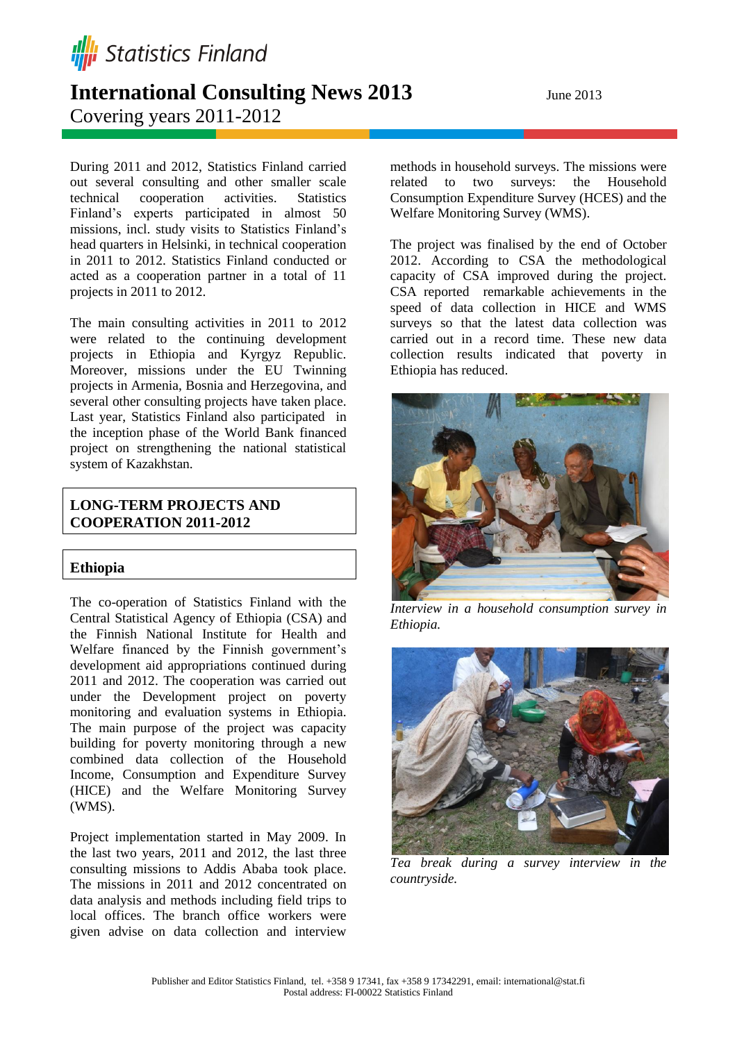Statistics Finland

# International Consulting News 2013

Covering years 2011-2012

June 2013

During 2011 and 2012, Statistics Finland carried out several consulting and other smaller scale technical cooperation activities. Statistics Finland's experts participated in almost 50 missions, incl. study visits to Statistics Finland's head quarters in Helsinki, in technical cooperation in 2011 to 2012. Statistics Finland conducted or acted as a cooperation partner in a total of 11 projects in 2011 to 2012.

The main consulting activities in 2011 to 2012 were related to the continuing development projects in Ethiopia and Kyrgyz Republic. Moreover, missions under the EU Twinning projects in Armenia, Bosnia and Herzegovina, and several other consulting projects have taken place. Last year, Statistics Finland also participated in the inception phase of the World Bank financed project on strengthening the national statistical system of Kazakhstan.

## LONG-TERM PROJECTS AND COOPERATION 2011-2012

### Ethiopia

The co-operation of Statistics Finland with the Central Statistical Agency of Ethiopia (CSA) and the Finnish National Institute for Health and Welfare financed by the Finnish government's development aid appropriations continued during 2011 and 2012. The cooperation was carried out under the Development project on poverty monitoring and evaluation systems in Ethiopia. The main purpose of the project was capacity building for poverty monitoring through a new combined data collection of the Household Income, Consumption and Expenditure Survey (HICE) and the Welfare Monitoring Survey (WMS).

Project implementation started in May 2009. In the last two years, 2011 and 2012, the last three consulting missions to Addis Ababa took place. The missions in 2011 and 2012 concentrated on data analysis and methods including field trips to local offices. The branch office workers were given advise on data collection and interview methods in household surveys. The missions were related to two surveys: the Household Consumption Expenditure Survey (HCES) and the Welfare Monitoring Survey (WMS).

The project was finalised by the end of October 2012. According to CSA the methodological capacity of CSA improved during the project. CSA reported remarkable achievements in the speed of data collection in HICE and WMS surveys so that the latest data collection was carried out in a record time. These new data collection results indicated that poverty in Ethiopia has reduced.

*Interview in a household consumption survey in Ethiopia.*

*Tea break during a survey interview in the countryside.*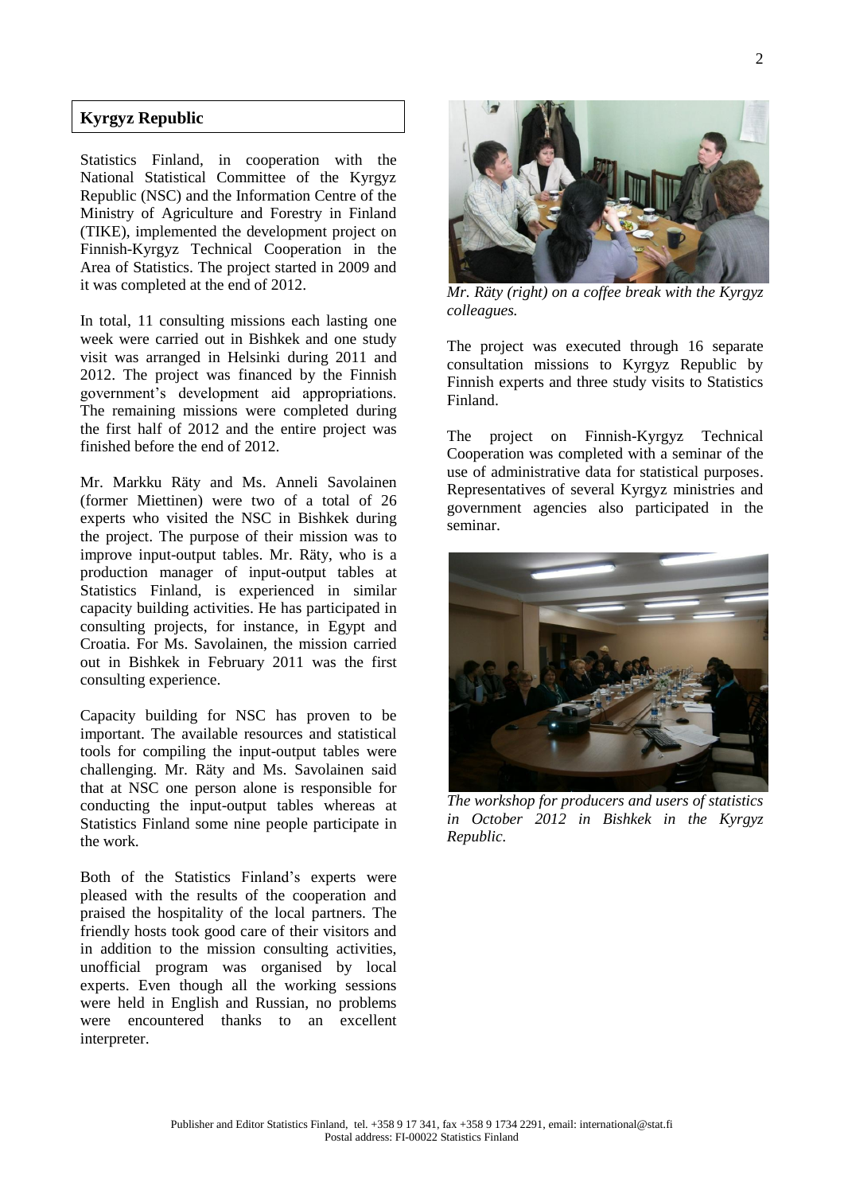## Kyrgyz Republic

Statistics Finland, in cooperation with the National Statistical Committee of the Kyrgyz Republic (NSC) and the Information Centre of the Ministry of Agriculture and Forestry in Finland (TIKE), implemented the development project on Finnish-Kyrgyz Technical Cooperation in the Area of Statistics. The project started in 2009 and it was completed at the end of 2012.

In total, 11 consulting missions each lasting one week were carried out in Bishkek and one study visit was arranged in Helsinki during 2011 and 2012. The project was financed by the Finnish government's development aid appropriations. The remaining missions were completed during the first half of 2012 and the entire project was finished before the end of 2012.

Mr. Markku Räty and Ms. Anneli Savolainen (former Miettinen) were two of a total of 26 experts who visited the NSC in Bishkek during the project. The purpose of their mission was to improve input-output tables. Mr. Räty, who is a production manager of input-output tables at Statistics Finland, is experienced in similar capacity building activities. He has participated in consulting projects, for instance, in Egypt and Croatia. For Ms. Savolainen, the mission carried out in Bishkek in February 2011 was the first consulting experience.

Capacity building for NSC has proven to be important. The available resources and statistical tools for compiling the input-output tables were challenging. Mr. Räty and Ms. Savolainen said that at NSC one person alone is responsible for conducting the input-output tables whereas at Statistics Finland some nine people participate in the work.

Both of the Statistics Finland's experts were pleased with the results of the cooperation and praised the hospitality of the local partners. The friendly hosts took good care of their visitors and in addition to the mission consulting activities, unofficial program was organised by local experts. Even though all the working sessions were held in English and Russian, no problems were encountered thanks to an excellent interpreter.

*Mr. Räty (right) on a coffee break with the Kyrgyz colleagues.*

The project was executed through 16 separate consultation missions to Kyrgyz Republic by Finnish experts and three study visits to Statistics Finland.

The project on Finnish-Kyrgyz Technical Cooperation was completed with a seminar of the use of administrative data for statistical purposes. Representatives of several Kyrgyz ministries and government agencies also participated in the seminar.

*The workshop for producers and users of statistics in October 2012 in Bishkek in the Kyrgyz Republic.*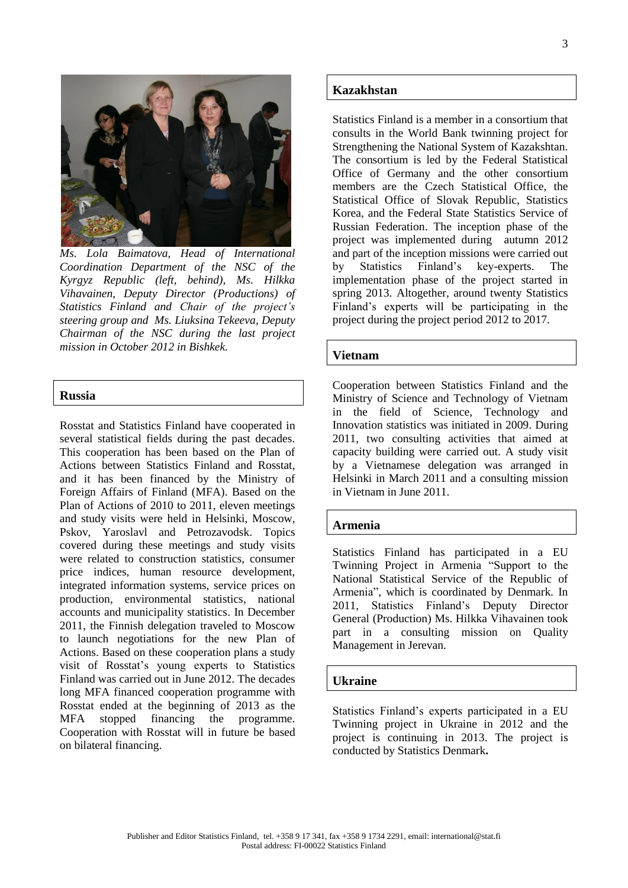*Ms. Lola Baimatova, Head of International Coordination Department of the NSC of the Kyrgyz Republic (left, behind), Ms. Hilkka Vihavainen, Deputy Director (Productions) of Statistics Finland and Chair of the project's steering group and Ms. Liuksina Tekeeva, Deputy Chairman of the NSC during the last project mission in October 2012 in Bishkek.*

## Russia

Rosstat and Statistics Finland have cooperated in several statistical fields during the past decades. This cooperation has been based on the Plan of Actions between Statistics Finland and Rosstat, and it has been financed by the Ministry of Foreign Affairs of Finland (MFA). Based on the Plan of Actions of 2010 to 2011, eleven meetings and study visits were held in Helsinki, Moscow, Pskov, Yaroslavl and Petrozavodsk. Topics covered during these meetings and study visits were related to construction statistics, consumer price indices, human resource development, integrated information systems, service prices on production, environmental statistics, national accounts and municipality statistics. In December 2011, the Finnish delegation traveled to Moscow to launch negotiations for the new Plan of Actions. Based on these cooperation plans a study visit of Rosstat's young experts to Statistics Finland was carried out in June 2012. The decades long MFA financed cooperation programme with Rosstat ended at the beginning of 2013 as the MFA stopped financing the programme. Cooperation with Rosstat will in future be based on bilateral financing.

## Kazakhstan

Statistics Finland is a member in a consortium that consults in the World Bank twinning project for Strengthening the National System of Kazakshtan. The consortium is led by the Federal Statistical Office of Germany and the other consortium members are the Czech Statistical Office, the Statistical Office of Slovak Republic, Statistics Korea, and the Federal State Statistics Service of Russian Federation. The inception phase of the project was implemented during autumn 2012 and part of the inception missions were carried out by Statistics Finland's key-experts. The implementation phase of the project started in spring 2013. Altogether, around twenty Statistics Finland's experts will be participating in the project during the project period 2012 to 2017.

## Vietnam

Cooperation between Statistics Finland and the Ministry of Science and Technology of Vietnam in the field of Science, Technology and Innovation statistics was initiated in 2009. During 2011, two consulting activities that aimed at capacity building were carried out. A study visit by a Vietnamese delegation was arranged in Helsinki in March 2011 and a consulting mission in Vietnam in June 2011.

## Armenia

Statistics Finland has participated in a EU Twinning Project in Armenia "Support to the National Statistical Service of the Republic of Armenia", which is coordinated by Denmark. In 2011, Statistics Finland's Deputy Director General (Production) Ms. Hilkka Vihavainen took part in a consulting mission on Quality Management in Jerevan.

## Ukraine

Statistics Finland's experts participated in a EU Twinning project in Ukraine in 2012 and the project is continuing in 2013. The project is conducted by Statistics Denmark**.**

Publisher and Editor Statistics Finland, tel. +358 9 17 341, fax +358 9 1734 2291, email: international@stat.fi
Postal address: FI-00022 Statistics Finland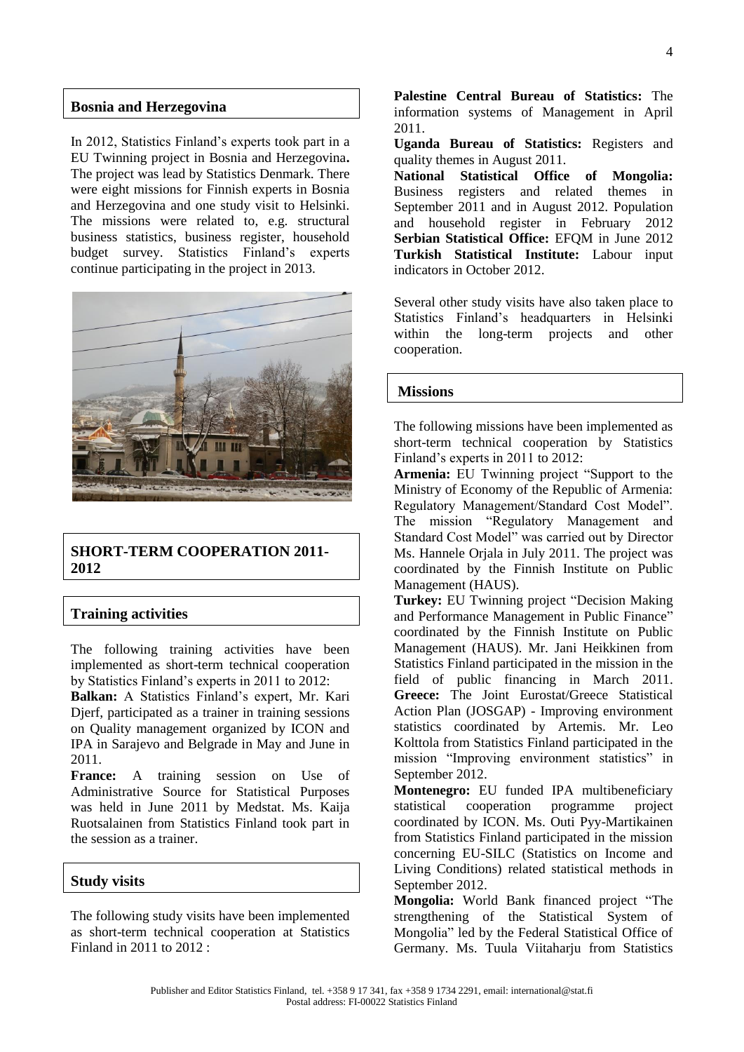## Bosnia and Herzegovina

In 2012, Statistics Finland's experts took part in a EU Twinning project in Bosnia and Herzegovina**.** The project was lead by Statistics Denmark. There were eight missions for Finnish experts in Bosnia and Herzegovina and one study visit to Helsinki. The missions were related to, e.g. structural business statistics, business register, household budget survey. Statistics Finland's experts continue participating in the project in 2013.

## SHORT-TERM COOPERATION 2011-2012

### Training activities

The following training activities have been implemented as short-term technical cooperation by Statistics Finland's experts in 2011 to 2012:

**Balkan:** A Statistics Finland's expert, Mr. Kari Djerf, participated as a trainer in training sessions on Quality management organized by ICON and IPA in Sarajevo and Belgrade in May and June in 2011.

**France:** A training session on Use of Administrative Source for Statistical Purposes was held in June 2011 by Medstat. Ms. Kaija Ruotsalainen from Statistics Finland took part in the session as a trainer.

### Study visits

The following study visits have been implemented as short-term technical cooperation at Statistics Finland in 2011 to 2012 :

**Palestine Central Bureau of Statistics:** The information systems of Management in April 2011.

**Uganda Bureau of Statistics:** Registers and quality themes in August 2011.

**National Statistical Office of Mongolia:** Business registers and related themes in September 2011 and in August 2012. Population and household register in February 2012

**Serbian Statistical Office:** EFQM in June 2012

**Turkish Statistical Institute:** Labour input indicators in October 2012.

Several other study visits have also taken place to Statistics Finland's headquarters in Helsinki within the long-term projects and other cooperation.

### Missions

The following missions have been implemented as short-term technical cooperation by Statistics Finland's experts in 2011 to 2012:

**Armenia:** EU Twinning project "Support to the Ministry of Economy of the Republic of Armenia: Regulatory Management/Standard Cost Model". The mission "Regulatory Management and Standard Cost Model" was carried out by Director Ms. Hannele Orjala in July 2011. The project was coordinated by the Finnish Institute on Public Management (HAUS).

**Turkey:** EU Twinning project "Decision Making and Performance Management in Public Finance" coordinated by the Finnish Institute on Public Management (HAUS). Mr. Jani Heikkinen from Statistics Finland participated in the mission in the field of public financing in March 2011.

**Greece:** The Joint Eurostat/Greece Statistical Action Plan (JOSGAP) - Improving environment statistics coordinated by Artemis. Mr. Leo Kolttola from Statistics Finland participated in the mission "Improving environment statistics" in September 2012.

**Montenegro:** EU funded IPA multibeneficiary statistical cooperation programme project coordinated by ICON. Ms. Outi Pyy-Martikainen from Statistics Finland participated in the mission concerning EU-SILC (Statistics on Income and Living Conditions) related statistical methods in September 2012.

**Mongolia:** World Bank financed project "The strengthening of the Statistical System of Mongolia" led by the Federal Statistical Office of Germany. Ms. Tuula Viitaharju from Statistics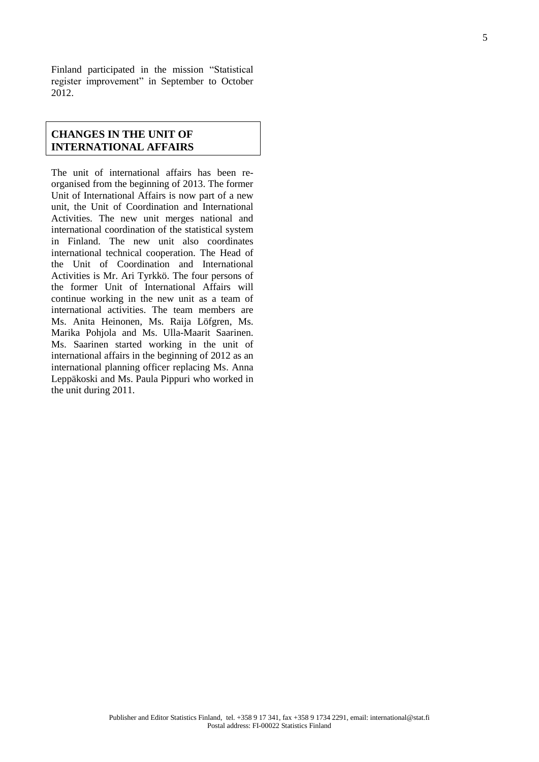Finland participated in the mission “Statistical register improvement” in September to October 2012.

## CHANGES IN THE UNIT OF INTERNATIONAL AFFAIRS

The unit of international affairs has been re-organised from the beginning of 2013. The former Unit of International Affairs is now part of a new unit, the Unit of Coordination and International Activities. The new unit merges national and international coordination of the statistical system in Finland. The new unit also coordinates international technical cooperation. The Head of the Unit of Coordination and International Activities is Mr. Ari Tyrkkö. The four persons of the former Unit of International Affairs will continue working in the new unit as a team of international activities. The team members are Ms. Anita Heinonen, Ms. Raija Löfgren, Ms. Marika Pohjola and Ms. Ulla-Maarit Saarinen. Ms. Saarinen started working in the unit of international affairs in the beginning of 2012 as an international planning officer replacing Ms. Anna Leppäkoski and Ms. Paula Pippuri who worked in the unit during 2011.

Publisher and Editor Statistics Finland, tel. +358 9 17 341, fax +358 9 1734 2291, email: international@stat.fi
Postal address: FI-00022 Statistics Finland